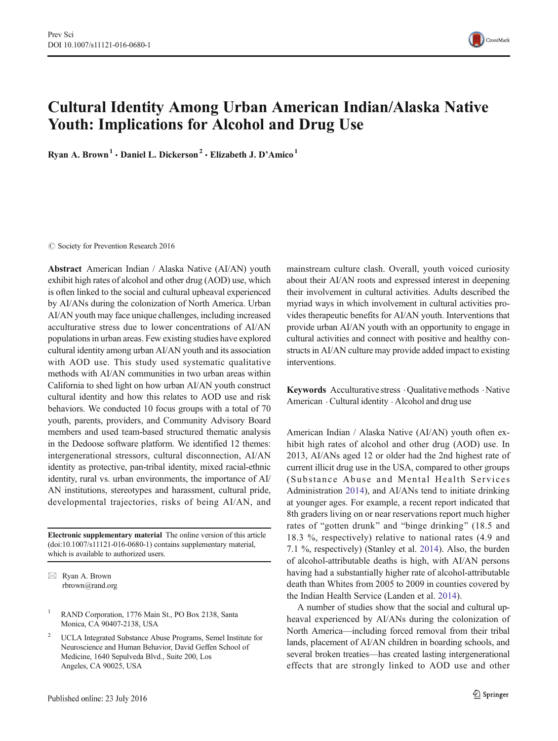# Cultural Identity Among Urban American Indian/Alaska Native Youth: Implications for Alcohol and Drug Use

**Ryan A. Brown**[1] · **Daniel L. Dickerson**[2] · **Elizabeth J. D'Amico**[1]

© Society for Prevention Research 2016

**Abstract** American Indian / Alaska Native (AI/AN) youth exhibit high rates of alcohol and other drug (AOD) use, which is often linked to the social and cultural upheaval experienced by AI/ANs during the colonization of North America. Urban AI/AN youth may face unique challenges, including increased acculturative stress due to lower concentrations of AI/AN populations in urban areas. Few existing studies have explored cultural identity among urban AI/AN youth and its association with AOD use. This study used systematic qualitative methods with AI/AN communities in two urban areas within California to shed light on how urban AI/AN youth construct cultural identity and how this relates to AOD use and risk behaviors. We conducted 10 focus groups with a total of 70 youth, parents, providers, and Community Advisory Board members and used team-based structured thematic analysis in the Dedoose software platform. We identified 12 themes: intergenerational stressors, cultural disconnection, AI/AN identity as protective, pan-tribal identity, mixed racial-ethnic identity, rural vs. urban environments, the importance of AI/AN institutions, stereotypes and harassment, cultural pride, developmental trajectories, risks of being AI/AN, and mainstream culture clash. Overall, youth voiced curiosity about their AI/AN roots and expressed interest in deepening their involvement in cultural activities. Adults described the myriad ways in which involvement in cultural activities provides therapeutic benefits for AI/AN youth. Interventions that provide urban AI/AN youth with an opportunity to engage in cultural activities and connect with positive and healthy constructs in AI/AN culture may provide added impact to existing interventions.

**Keywords** Acculturative stress · Qualitative methods · Native American · Cultural identity · Alcohol and drug use

**Electronic supplementary material** The online version of this article (doi:10.1007/s11121-016-0680-1) contains supplementary material, which is available to authorized users.

✉ Ryan A. Brown
rbrown@rand.org

[1] RAND Corporation, 1776 Main St., PO Box 2138, Santa Monica, CA 90407-2138, USA

[2] UCLA Integrated Substance Abuse Programs, Semel Institute for Neuroscience and Human Behavior, David Geffen School of Medicine, 1640 Sepulveda Blvd., Suite 200, Los Angeles, CA 90025, USA

Published online: 23 July 2016

American Indian / Alaska Native (AI/AN) youth often exhibit high rates of alcohol and other drug (AOD) use. In 2013, AI/ANs aged 12 or older had the 2nd highest rate of current illicit drug use in the USA, compared to other groups (Substance Abuse and Mental Health Services Administration 2014), and AI/ANs tend to initiate drinking at younger ages. For example, a recent report indicated that 8th graders living on or near reservations report much higher rates of "gotten drunk" and "binge drinking" (18.5 and 18.3 %, respectively) relative to national rates (4.9 and 7.1 %, respectively) (Stanley et al. 2014). Also, the burden of alcohol-attributable deaths is high, with AI/AN persons having had a substantially higher rate of alcohol-attributable death than Whites from 2005 to 2009 in counties covered by the Indian Health Service (Landen et al. 2014).

A number of studies show that the social and cultural upheaval experienced by AI/ANs during the colonization of North America—including forced removal from their tribal lands, placement of AI/AN children in boarding schools, and several broken treaties—has created lasting intergenerational effects that are strongly linked to AOD use and other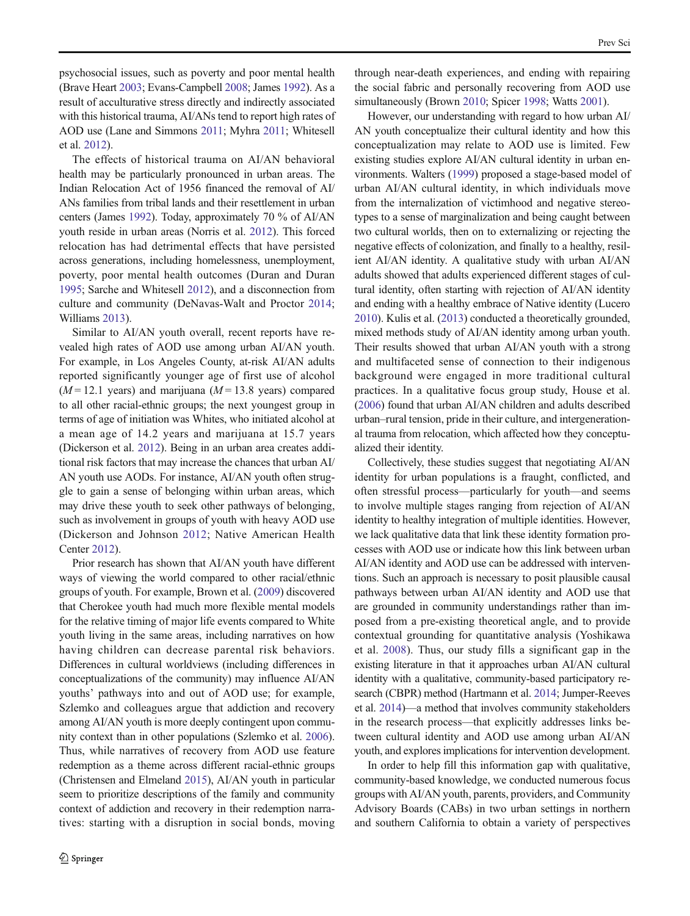psychosocial issues, such as poverty and poor mental health (Brave Heart 2003; Evans-Campbell 2008; James 1992). As a result of acculturative stress directly and indirectly associated with this historical trauma, AI/ANs tend to report high rates of AOD use (Lane and Simmons 2011; Myhra 2011; Whitesell et al. 2012).

The effects of historical trauma on AI/AN behavioral health may be particularly pronounced in urban areas. The Indian Relocation Act of 1956 financed the removal of AI/ANs families from tribal lands and their resettlement in urban centers (James 1992). Today, approximately 70 % of AI/AN youth reside in urban areas (Norris et al. 2012). This forced relocation has had detrimental effects that have persisted across generations, including homelessness, unemployment, poverty, poor mental health outcomes (Duran and Duran 1995; Sarche and Whitesell 2012), and a disconnection from culture and community (DeNavas-Walt and Proctor 2014; Williams 2013).

Similar to AI/AN youth overall, recent reports have revealed high rates of AOD use among urban AI/AN youth. For example, in Los Angeles County, at-risk AI/AN adults reported significantly younger age of first use of alcohol ($M = 12.1$ years) and marijuana ($M = 13.8$ years) compared to all other racial-ethnic groups; the next youngest group in terms of age of initiation was Whites, who initiated alcohol at a mean age of 14.2 years and marijuana at 15.7 years (Dickerson et al. 2012). Being in an urban area creates additional risk factors that may increase the chances that urban AI/AN youth use AODs. For instance, AI/AN youth often struggle to gain a sense of belonging within urban areas, which may drive these youth to seek other pathways of belonging, such as involvement in groups of youth with heavy AOD use (Dickerson and Johnson 2012; Native American Health Center 2012).

Prior research has shown that AI/AN youth have different ways of viewing the world compared to other racial/ethnic groups of youth. For example, Brown et al. (2009) discovered that Cherokee youth had much more flexible mental models for the relative timing of major life events compared to White youth living in the same areas, including narratives on how having children can decrease parental risk behaviors. Differences in cultural worldviews (including differences in conceptualizations of the community) may influence AI/AN youths' pathways into and out of AOD use; for example, Szlemko and colleagues argue that addiction and recovery among AI/AN youth is more deeply contingent upon community context than in other populations (Szlemko et al. 2006). Thus, while narratives of recovery from AOD use feature redemption as a theme across different racial-ethnic groups (Christensen and Elmeland 2015), AI/AN youth in particular seem to prioritize descriptions of the family and community context of addiction and recovery in their redemption narratives: starting with a disruption in social bonds, moving through near-death experiences, and ending with repairing the social fabric and personally recovering from AOD use simultaneously (Brown 2010; Spicer 1998; Watts 2001).

However, our understanding with regard to how urban AI/AN youth conceptualize their cultural identity and how this conceptualization may relate to AOD use is limited. Few existing studies explore AI/AN cultural identity in urban environments. Walters (1999) proposed a stage-based model of urban AI/AN cultural identity, in which individuals move from the internalization of victimhood and negative stereotypes to a sense of marginalization and being caught between two cultural worlds, then on to externalizing or rejecting the negative effects of colonization, and finally to a healthy, resilient AI/AN identity. A qualitative study with urban AI/AN adults showed that adults experienced different stages of cultural identity, often starting with rejection of AI/AN identity and ending with a healthy embrace of Native identity (Lucero 2010). Kulis et al. (2013) conducted a theoretically grounded, mixed methods study of AI/AN identity among urban youth. Their results showed that urban AI/AN youth with a strong and multifaceted sense of connection to their indigenous background were engaged in more traditional cultural practices. In a qualitative focus group study, House et al. (2006) found that urban AI/AN children and adults described urban–rural tension, pride in their culture, and intergenerational trauma from relocation, which affected how they conceptualized their identity.

Collectively, these studies suggest that negotiating AI/AN identity for urban populations is a fraught, conflicted, and often stressful process—particularly for youth—and seems to involve multiple stages ranging from rejection of AI/AN identity to healthy integration of multiple identities. However, we lack qualitative data that link these identity formation processes with AOD use or indicate how this link between urban AI/AN identity and AOD use can be addressed with interventions. Such an approach is necessary to posit plausible causal pathways between urban AI/AN identity and AOD use that are grounded in community understandings rather than imposed from a pre-existing theoretical angle, and to provide contextual grounding for quantitative analysis (Yoshikawa et al. 2008). Thus, our study fills a significant gap in the existing literature in that it approaches urban AI/AN cultural identity with a qualitative, community-based participatory research (CBPR) method (Hartmann et al. 2014; Jumper-Reeves et al. 2014)—a method that involves community stakeholders in the research process—that explicitly addresses links between cultural identity and AOD use among urban AI/AN youth, and explores implications for intervention development.

In order to help fill this information gap with qualitative, community-based knowledge, we conducted numerous focus groups with AI/AN youth, parents, providers, and Community Advisory Boards (CABs) in two urban settings in northern and southern California to obtain a variety of perspectives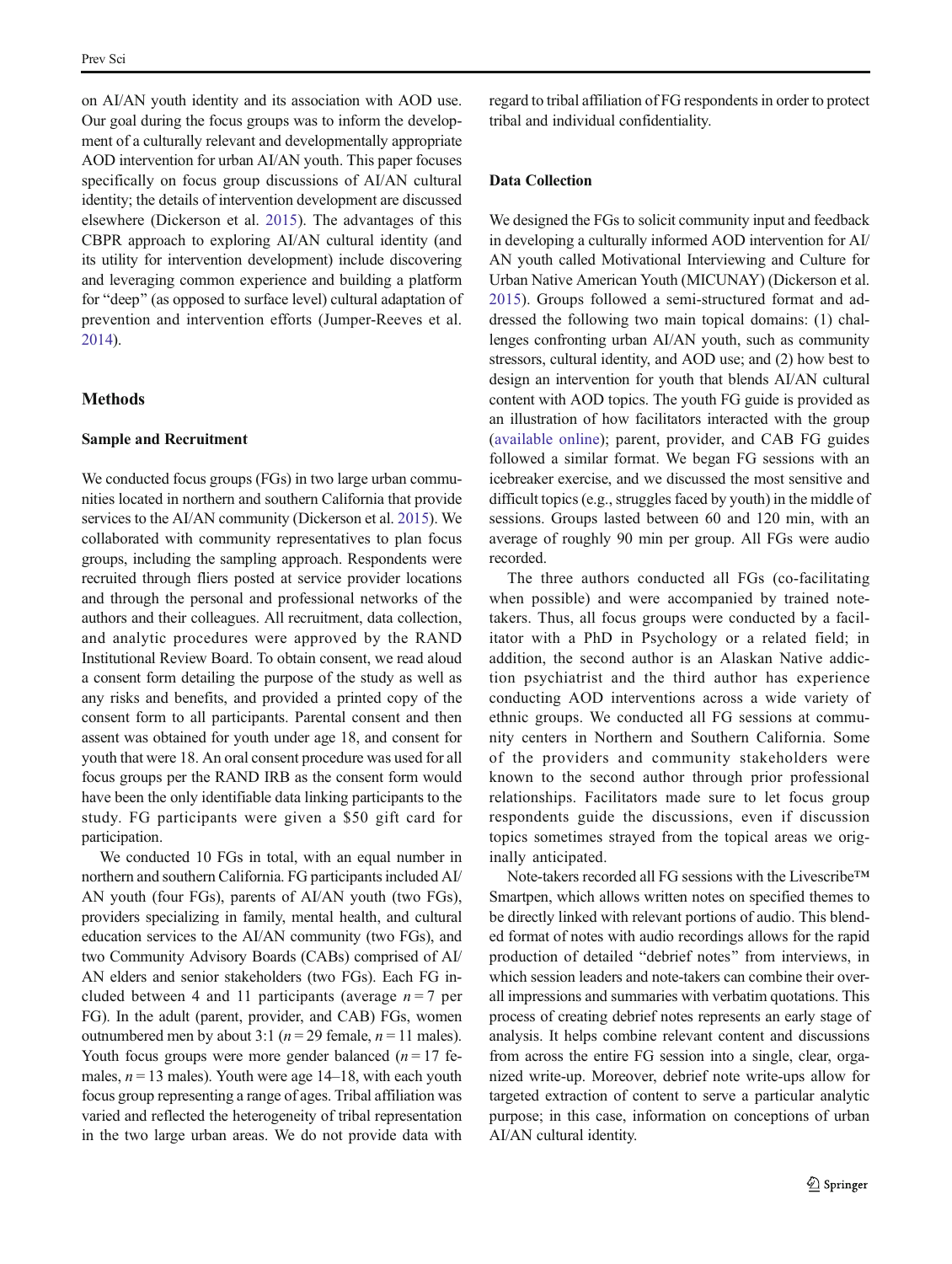on AI/AN youth identity and its association with AOD use. Our goal during the focus groups was to inform the development of a culturally relevant and developmentally appropriate AOD intervention for urban AI/AN youth. This paper focuses specifically on focus group discussions of AI/AN cultural identity; the details of intervention development are discussed elsewhere (Dickerson et al. 2015). The advantages of this CBPR approach to exploring AI/AN cultural identity (and its utility for intervention development) include discovering and leveraging common experience and building a platform for "deep" (as opposed to surface level) cultural adaptation of prevention and intervention efforts (Jumper-Reeves et al. 2014).

## Methods

### Sample and Recruitment

We conducted focus groups (FGs) in two large urban communities located in northern and southern California that provide services to the AI/AN community (Dickerson et al. 2015). We collaborated with community representatives to plan focus groups, including the sampling approach. Respondents were recruited through fliers posted at service provider locations and through the personal and professional networks of the authors and their colleagues. All recruitment, data collection, and analytic procedures were approved by the RAND Institutional Review Board. To obtain consent, we read aloud a consent form detailing the purpose of the study as well as any risks and benefits, and provided a printed copy of the consent form to all participants. Parental consent and then assent was obtained for youth under age 18, and consent for youth that were 18. An oral consent procedure was used for all focus groups per the RAND IRB as the consent form would have been the only identifiable data linking participants to the study. FG participants were given a $50 gift card for participation.

We conducted 10 FGs in total, with an equal number in northern and southern California. FG participants included AI/AN youth (four FGs), parents of AI/AN youth (two FGs), providers specializing in family, mental health, and cultural education services to the AI/AN community (two FGs), and two Community Advisory Boards (CABs) comprised of AI/AN elders and senior stakeholders (two FGs). Each FG included between 4 and 11 participants (average $n = 7$ per FG). In the adult (parent, provider, and CAB) FGs, women outnumbered men by about 3:1 ($n = 29$ female, $n = 11$ males). Youth focus groups were more gender balanced ($n = 17$ females, $n = 13$ males). Youth were age 14–18, with each youth focus group representing a range of ages. Tribal affiliation was varied and reflected the heterogeneity of tribal representation in the two large urban areas. We do not provide data with regard to tribal affiliation of FG respondents in order to protect tribal and individual confidentiality.

### Data Collection

We designed the FGs to solicit community input and feedback in developing a culturally informed AOD intervention for AI/AN youth called Motivational Interviewing and Culture for Urban Native American Youth (MICUNAY) (Dickerson et al. 2015). Groups followed a semi-structured format and addressed the following two main topical domains: (1) challenges confronting urban AI/AN youth, such as community stressors, cultural identity, and AOD use; and (2) how best to design an intervention for youth that blends AI/AN cultural content with AOD topics. The youth FG guide is provided as an illustration of how facilitators interacted with the group (available online); parent, provider, and CAB FG guides followed a similar format. We began FG sessions with an icebreaker exercise, and we discussed the most sensitive and difficult topics (e.g., struggles faced by youth) in the middle of sessions. Groups lasted between 60 and 120 min, with an average of roughly 90 min per group. All FGs were audio recorded.

The three authors conducted all FGs (co-facilitating when possible) and were accompanied by trained note-takers. Thus, all focus groups were conducted by a facilitator with a PhD in Psychology or a related field; in addition, the second author is an Alaskan Native addiction psychiatrist and the third author has experience conducting AOD interventions across a wide variety of ethnic groups. We conducted all FG sessions at community centers in Northern and Southern California. Some of the providers and community stakeholders were known to the second author through prior professional relationships. Facilitators made sure to let focus group respondents guide the discussions, even if discussion topics sometimes strayed from the topical areas we originally anticipated.

Note-takers recorded all FG sessions with the Livescribe™ Smartpen, which allows written notes on specified themes to be directly linked with relevant portions of audio. This blended format of notes with audio recordings allows for the rapid production of detailed "debrief notes" from interviews, in which session leaders and note-takers can combine their overall impressions and summaries with verbatim quotations. This process of creating debrief notes represents an early stage of analysis. It helps combine relevant content and discussions from across the entire FG session into a single, clear, organized write-up. Moreover, debrief note write-ups allow for targeted extraction of content to serve a particular analytic purpose; in this case, information on conceptions of urban AI/AN cultural identity.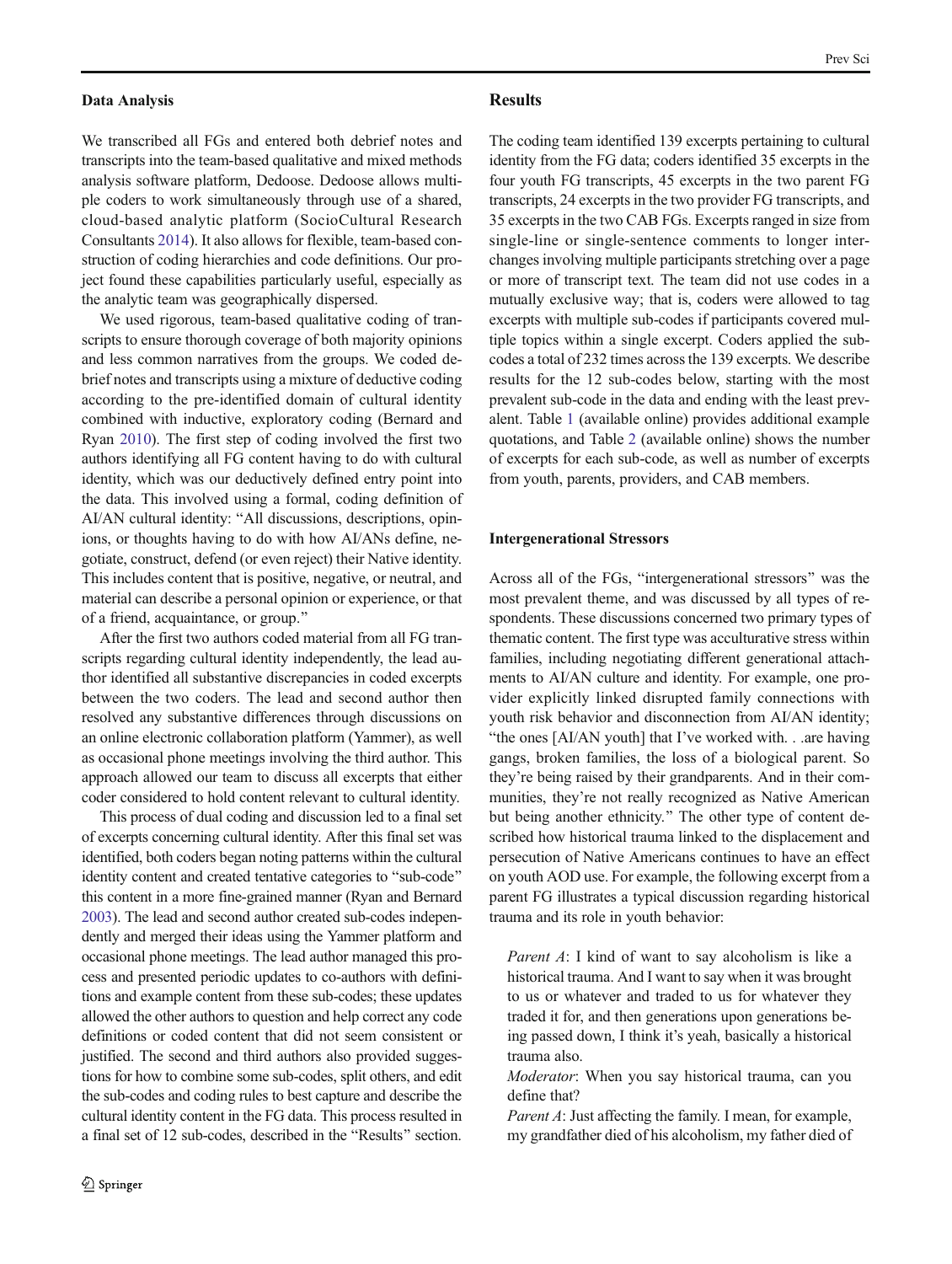### Data Analysis

We transcribed all FGs and entered both debrief notes and transcripts into the team-based qualitative and mixed methods analysis software platform, Dedoose. Dedoose allows multiple coders to work simultaneously through use of a shared, cloud-based analytic platform (SocioCultural Research Consultants 2014). It also allows for flexible, team-based construction of coding hierarchies and code definitions. Our project found these capabilities particularly useful, especially as the analytic team was geographically dispersed.

We used rigorous, team-based qualitative coding of transcripts to ensure thorough coverage of both majority opinions and less common narratives from the groups. We coded debrief notes and transcripts using a mixture of deductive coding according to the pre-identified domain of cultural identity combined with inductive, exploratory coding (Bernard and Ryan 2010). The first step of coding involved the first two authors identifying all FG content having to do with cultural identity, which was our deductively defined entry point into the data. This involved using a formal, coding definition of AI/AN cultural identity: "All discussions, descriptions, opinions, or thoughts having to do with how AI/ANs define, negotiate, construct, defend (or even reject) their Native identity. This includes content that is positive, negative, or neutral, and material can describe a personal opinion or experience, or that of a friend, acquaintance, or group."

After the first two authors coded material from all FG transcripts regarding cultural identity independently, the lead author identified all substantive discrepancies in coded excerpts between the two coders. The lead and second author then resolved any substantive differences through discussions on an online electronic collaboration platform (Yammer), as well as occasional phone meetings involving the third author. This approach allowed our team to discuss all excerpts that either coder considered to hold content relevant to cultural identity.

This process of dual coding and discussion led to a final set of excerpts concerning cultural identity. After this final set was identified, both coders began noting patterns within the cultural identity content and created tentative categories to "sub-code" this content in a more fine-grained manner (Ryan and Bernard 2003). The lead and second author created sub-codes independently and merged their ideas using the Yammer platform and occasional phone meetings. The lead author managed this process and presented periodic updates to co-authors with definitions and example content from these sub-codes; these updates allowed the other authors to question and help correct any code definitions or coded content that did not seem consistent or justified. The second and third authors also provided suggestions for how to combine some sub-codes, split others, and edit the sub-codes and coding rules to best capture and describe the cultural identity content in the FG data. This process resulted in a final set of 12 sub-codes, described in the "Results" section.

## Results

The coding team identified 139 excerpts pertaining to cultural identity from the FG data; coders identified 35 excerpts in the four youth FG transcripts, 45 excerpts in the two parent FG transcripts, 24 excerpts in the two provider FG transcripts, and 35 excerpts in the two CAB FGs. Excerpts ranged in size from single-line or single-sentence comments to longer interchanges involving multiple participants stretching over a page or more of transcript text. The team did not use codes in a mutually exclusive way; that is, coders were allowed to tag excerpts with multiple sub-codes if participants covered multiple topics within a single excerpt. Coders applied the sub-codes a total of 232 times across the 139 excerpts. We describe results for the 12 sub-codes below, starting with the most prevalent sub-code in the data and ending with the least prevalent. Table 1 (available online) provides additional example quotations, and Table 2 (available online) shows the number of excerpts for each sub-code, as well as number of excerpts from youth, parents, providers, and CAB members.

### Intergenerational Stressors

Across all of the FGs, "intergenerational stressors" was the most prevalent theme, and was discussed by all types of respondents. These discussions concerned two primary types of thematic content. The first type was acculturative stress within families, including negotiating different generational attachments to AI/AN culture and identity. For example, one provider explicitly linked disrupted family connections with youth risk behavior and disconnection from AI/AN identity; "the ones [AI/AN youth] that I've worked with. . .are having gangs, broken families, the loss of a biological parent. So they're being raised by their grandparents. And in their communities, they're not really recognized as Native American but being another ethnicity." The other type of content described how historical trauma linked to the displacement and persecution of Native Americans continues to have an effect on youth AOD use. For example, the following excerpt from a parent FG illustrates a typical discussion regarding historical trauma and its role in youth behavior:

> *Parent A*: I kind of want to say alcoholism is like a historical trauma. And I want to say when it was brought to us or whatever and traded to us for whatever they traded it for, and then generations upon generations being passed down, I think it's yeah, basically a historical trauma also.
>
> *Moderator*: When you say historical trauma, can you define that?
>
> *Parent A*: Just affecting the family. I mean, for example, my grandfather died of his alcoholism, my father died of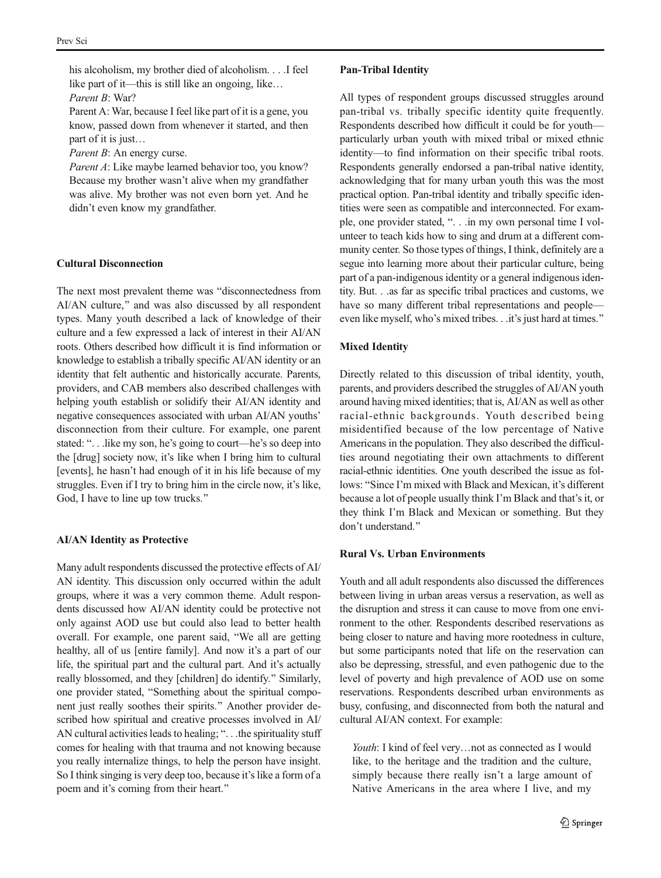his alcoholism, my brother died of alcoholism. . . .I feel like part of it—this is still like an ongoing, like…

*Parent B*: War?

Parent A: War, because I feel like part of it is a gene, you know, passed down from whenever it started, and then part of it is just…

*Parent B*: An energy curse.

*Parent A*: Like maybe learned behavior too, you know? Because my brother wasn't alive when my grandfather was alive. My brother was not even born yet. And he didn't even know my grandfather.

**Cultural Disconnection**

The next most prevalent theme was "disconnectedness from AI/AN culture," and was also discussed by all respondent types. Many youth described a lack of knowledge of their culture and a few expressed a lack of interest in their AI/AN roots. Others described how difficult it is find information or knowledge to establish a tribally specific AI/AN identity or an identity that felt authentic and historically accurate. Parents, providers, and CAB members also described challenges with helping youth establish or solidify their AI/AN identity and negative consequences associated with urban AI/AN youths' disconnection from their culture. For example, one parent stated: ". . .like my son, he's going to court—he's so deep into the [drug] society now, it's like when I bring him to cultural [events], he hasn't had enough of it in his life because of my struggles. Even if I try to bring him in the circle now, it's like, God, I have to line up tow trucks."

**AI/AN Identity as Protective**

Many adult respondents discussed the protective effects of AI/AN identity. This discussion only occurred within the adult groups, where it was a very common theme. Adult respondents discussed how AI/AN identity could be protective not only against AOD use but could also lead to better health overall. For example, one parent said, "We all are getting healthy, all of us [entire family]. And now it's a part of our life, the spiritual part and the cultural part. And it's actually really blossomed, and they [children] do identify." Similarly, one provider stated, "Something about the spiritual component just really soothes their spirits." Another provider described how spiritual and creative processes involved in AI/AN cultural activities leads to healing; ". . .the spirituality stuff comes for healing with that trauma and not knowing because you really internalize things, to help the person have insight. So I think singing is very deep too, because it's like a form of a poem and it's coming from their heart."

**Pan-Tribal Identity**

All types of respondent groups discussed struggles around pan-tribal vs. tribally specific identity quite frequently. Respondents described how difficult it could be for youth—particularly urban youth with mixed tribal or mixed ethnic identity—to find information on their specific tribal roots. Respondents generally endorsed a pan-tribal native identity, acknowledging that for many urban youth this was the most practical option. Pan-tribal identity and tribally specific identities were seen as compatible and interconnected. For example, one provider stated, ". . .in my own personal time I volunteer to teach kids how to sing and drum at a different community center. So those types of things, I think, definitely are a segue into learning more about their particular culture, being part of a pan-indigenous identity or a general indigenous identity. But. . .as far as specific tribal practices and customs, we have so many different tribal representations and people—even like myself, who's mixed tribes. . .it's just hard at times."

**Mixed Identity**

Directly related to this discussion of tribal identity, youth, parents, and providers described the struggles of AI/AN youth around having mixed identities; that is, AI/AN as well as other racial-ethnic backgrounds. Youth described being misidentified because of the low percentage of Native Americans in the population. They also described the difficulties around negotiating their own attachments to different racial-ethnic identities. One youth described the issue as follows: "Since I'm mixed with Black and Mexican, it's different because a lot of people usually think I'm Black and that's it, or they think I'm Black and Mexican or something. But they don't understand."

**Rural Vs. Urban Environments**

Youth and all adult respondents also discussed the differences between living in urban areas versus a reservation, as well as the disruption and stress it can cause to move from one environment to the other. Respondents described reservations as being closer to nature and having more rootedness in culture, but some participants noted that life on the reservation can also be depressing, stressful, and even pathogenic due to the level of poverty and high prevalence of AOD use on some reservations. Respondents described urban environments as busy, confusing, and disconnected from both the natural and cultural AI/AN context. For example:

*Youth*: I kind of feel very…not as connected as I would like, to the heritage and the tradition and the culture, simply because there really isn't a large amount of Native Americans in the area where I live, and my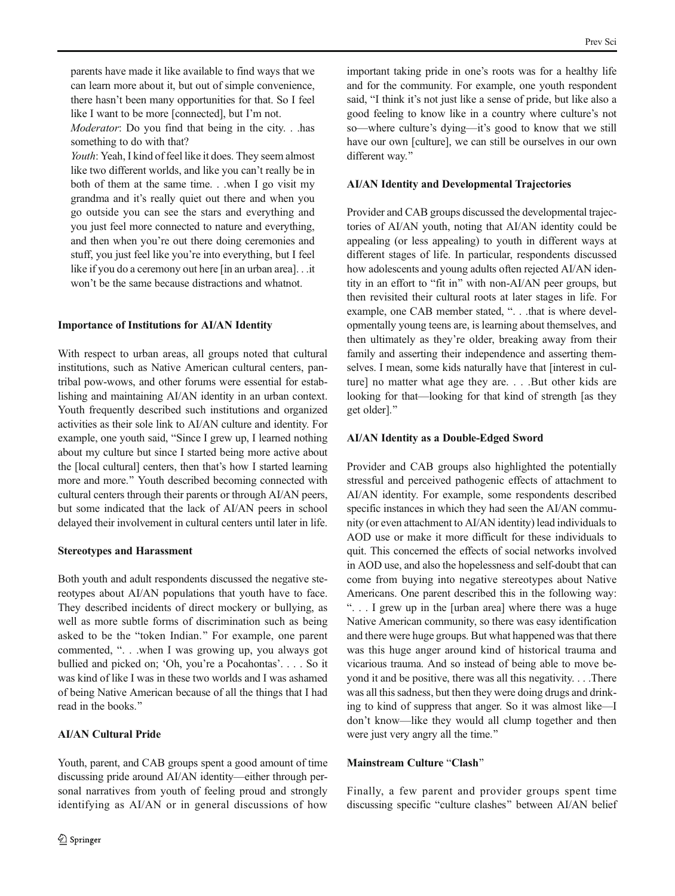parents have made it like available to find ways that we can learn more about it, but out of simple convenience, there hasn't been many opportunities for that. So I feel like I want to be more [connected], but I'm not.

*Moderator*: Do you find that being in the city. . .has something to do with that?

*Youth*: Yeah, I kind of feel like it does. They seem almost like two different worlds, and like you can't really be in both of them at the same time. . .when I go visit my grandma and it's really quiet out there and when you go outside you can see the stars and everything and you just feel more connected to nature and everything, and then when you're out there doing ceremonies and stuff, you just feel like you're into everything, but I feel like if you do a ceremony out here [in an urban area]. . .it won't be the same because distractions and whatnot.

**Importance of Institutions for AI/AN Identity**

With respect to urban areas, all groups noted that cultural institutions, such as Native American cultural centers, pan-tribal pow-wows, and other forums were essential for establishing and maintaining AI/AN identity in an urban context. Youth frequently described such institutions and organized activities as their sole link to AI/AN culture and identity. For example, one youth said, "Since I grew up, I learned nothing about my culture but since I started being more active about the [local cultural] centers, then that's how I started learning more and more." Youth described becoming connected with cultural centers through their parents or through AI/AN peers, but some indicated that the lack of AI/AN peers in school delayed their involvement in cultural centers until later in life.

**Stereotypes and Harassment**

Both youth and adult respondents discussed the negative stereotypes about AI/AN populations that youth have to face. They described incidents of direct mockery or bullying, as well as more subtle forms of discrimination such as being asked to be the "token Indian." For example, one parent commented, ". . .when I was growing up, you always got bullied and picked on; 'Oh, you're a Pocahontas'. . . . So it was kind of like I was in these two worlds and I was ashamed of being Native American because of all the things that I had read in the books."

**AI/AN Cultural Pride**

Youth, parent, and CAB groups spent a good amount of time discussing pride around AI/AN identity—either through personal narratives from youth of feeling proud and strongly identifying as AI/AN or in general discussions of how important taking pride in one's roots was for a healthy life and for the community. For example, one youth respondent said, "I think it's not just like a sense of pride, but like also a good feeling to know like in a country where culture's not so—where culture's dying—it's good to know that we still have our own [culture], we can still be ourselves in our own different way."

**AI/AN Identity and Developmental Trajectories**

Provider and CAB groups discussed the developmental trajectories of AI/AN youth, noting that AI/AN identity could be appealing (or less appealing) to youth in different ways at different stages of life. In particular, respondents discussed how adolescents and young adults often rejected AI/AN identity in an effort to "fit in" with non-AI/AN peer groups, but then revisited their cultural roots at later stages in life. For example, one CAB member stated, ". . .that is where developmentally young teens are, is learning about themselves, and then ultimately as they're older, breaking away from their family and asserting their independence and asserting themselves. I mean, some kids naturally have that [interest in culture] no matter what age they are. . . .But other kids are looking for that—looking for that kind of strength [as they get older]."

**AI/AN Identity as a Double-Edged Sword**

Provider and CAB groups also highlighted the potentially stressful and perceived pathogenic effects of attachment to AI/AN identity. For example, some respondents described specific instances in which they had seen the AI/AN community (or even attachment to AI/AN identity) lead individuals to AOD use or make it more difficult for these individuals to quit. This concerned the effects of social networks involved in AOD use, and also the hopelessness and self-doubt that can come from buying into negative stereotypes about Native Americans. One parent described this in the following way: ". . . I grew up in the [urban area] where there was a huge Native American community, so there was easy identification and there were huge groups. But what happened was that there was this huge anger around kind of historical trauma and vicarious trauma. And so instead of being able to move beyond it and be positive, there was all this negativity. . . .There was all this sadness, but then they were doing drugs and drinking to kind of suppress that anger. So it was almost like—I don't know—like they would all clump together and then were just very angry all the time."

**Mainstream Culture "Clash"**

Finally, a few parent and provider groups spent time discussing specific "culture clashes" between AI/AN belief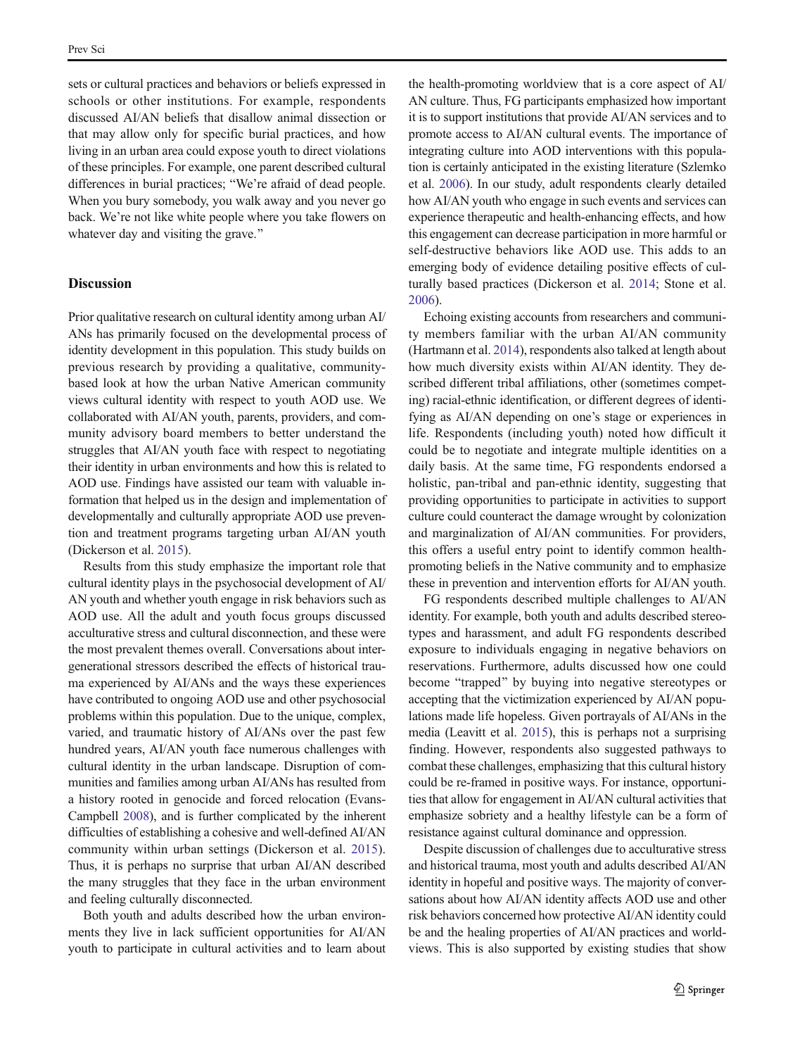sets or cultural practices and behaviors or beliefs expressed in schools or other institutions. For example, respondents discussed AI/AN beliefs that disallow animal dissection or that may allow only for specific burial practices, and how living in an urban area could expose youth to direct violations of these principles. For example, one parent described cultural differences in burial practices; "We're afraid of dead people. When you bury somebody, you walk away and you never go back. We're not like white people where you take flowers on whatever day and visiting the grave."

## Discussion

Prior qualitative research on cultural identity among urban AI/ANs has primarily focused on the developmental process of identity development in this population. This study builds on previous research by providing a qualitative, community-based look at how the urban Native American community views cultural identity with respect to youth AOD use. We collaborated with AI/AN youth, parents, providers, and community advisory board members to better understand the struggles that AI/AN youth face with respect to negotiating their identity in urban environments and how this is related to AOD use. Findings have assisted our team with valuable information that helped us in the design and implementation of developmentally and culturally appropriate AOD use prevention and treatment programs targeting urban AI/AN youth (Dickerson et al. 2015).

Results from this study emphasize the important role that cultural identity plays in the psychosocial development of AI/AN youth and whether youth engage in risk behaviors such as AOD use. All the adult and youth focus groups discussed acculturative stress and cultural disconnection, and these were the most prevalent themes overall. Conversations about intergenerational stressors described the effects of historical trauma experienced by AI/ANs and the ways these experiences have contributed to ongoing AOD use and other psychosocial problems within this population. Due to the unique, complex, varied, and traumatic history of AI/ANs over the past few hundred years, AI/AN youth face numerous challenges with cultural identity in the urban landscape. Disruption of communities and families among urban AI/ANs has resulted from a history rooted in genocide and forced relocation (Evans-Campbell 2008), and is further complicated by the inherent difficulties of establishing a cohesive and well-defined AI/AN community within urban settings (Dickerson et al. 2015). Thus, it is perhaps no surprise that urban AI/AN described the many struggles that they face in the urban environment and feeling culturally disconnected.

Both youth and adults described how the urban environments they live in lack sufficient opportunities for AI/AN youth to participate in cultural activities and to learn about the health-promoting worldview that is a core aspect of AI/AN culture. Thus, FG participants emphasized how important it is to support institutions that provide AI/AN services and to promote access to AI/AN cultural events. The importance of integrating culture into AOD interventions with this population is certainly anticipated in the existing literature (Szlemko et al. 2006). In our study, adult respondents clearly detailed how AI/AN youth who engage in such events and services can experience therapeutic and health-enhancing effects, and how this engagement can decrease participation in more harmful or self-destructive behaviors like AOD use. This adds to an emerging body of evidence detailing positive effects of culturally based practices (Dickerson et al. 2014; Stone et al. 2006).

Echoing existing accounts from researchers and community members familiar with the urban AI/AN community (Hartmann et al. 2014), respondents also talked at length about how much diversity exists within AI/AN identity. They described different tribal affiliations, other (sometimes competing) racial-ethnic identification, or different degrees of identifying as AI/AN depending on one's stage or experiences in life. Respondents (including youth) noted how difficult it could be to negotiate and integrate multiple identities on a daily basis. At the same time, FG respondents endorsed a holistic, pan-tribal and pan-ethnic identity, suggesting that providing opportunities to participate in activities to support culture could counteract the damage wrought by colonization and marginalization of AI/AN communities. For providers, this offers a useful entry point to identify common health-promoting beliefs in the Native community and to emphasize these in prevention and intervention efforts for AI/AN youth.

FG respondents described multiple challenges to AI/AN identity. For example, both youth and adults described stereotypes and harassment, and adult FG respondents described exposure to individuals engaging in negative behaviors on reservations. Furthermore, adults discussed how one could become "trapped" by buying into negative stereotypes or accepting that the victimization experienced by AI/AN populations made life hopeless. Given portrayals of AI/ANs in the media (Leavitt et al. 2015), this is perhaps not a surprising finding. However, respondents also suggested pathways to combat these challenges, emphasizing that this cultural history could be re-framed in positive ways. For instance, opportunities that allow for engagement in AI/AN cultural activities that emphasize sobriety and a healthy lifestyle can be a form of resistance against cultural dominance and oppression.

Despite discussion of challenges due to acculturative stress and historical trauma, most youth and adults described AI/AN identity in hopeful and positive ways. The majority of conversations about how AI/AN identity affects AOD use and other risk behaviors concerned how protective AI/AN identity could be and the healing properties of AI/AN practices and worldviews. This is also supported by existing studies that show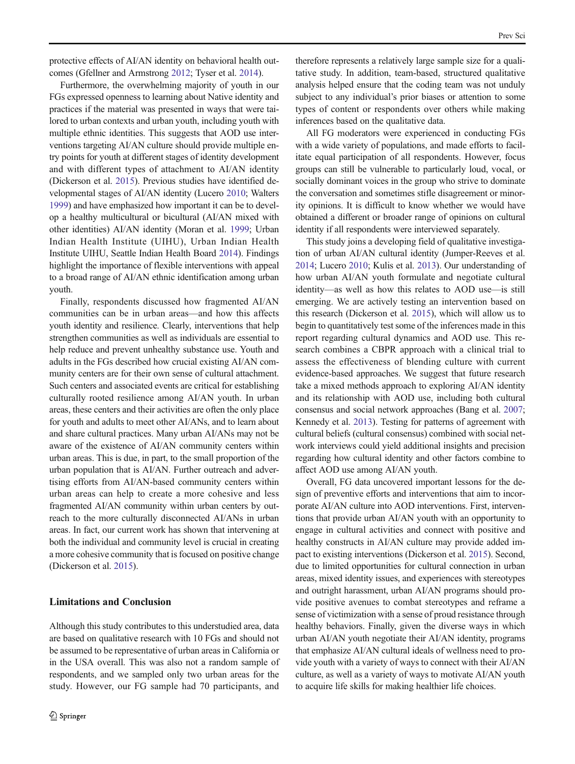protective effects of AI/AN identity on behavioral health outcomes (Gfellner and Armstrong 2012; Tyser et al. 2014).

Furthermore, the overwhelming majority of youth in our FGs expressed openness to learning about Native identity and practices if the material was presented in ways that were tailored to urban contexts and urban youth, including youth with multiple ethnic identities. This suggests that AOD use interventions targeting AI/AN culture should provide multiple entry points for youth at different stages of identity development and with different types of attachment to AI/AN identity (Dickerson et al. 2015). Previous studies have identified developmental stages of AI/AN identity (Lucero 2010; Walters 1999) and have emphasized how important it can be to develop a healthy multicultural or bicultural (AI/AN mixed with other identities) AI/AN identity (Moran et al. 1999; Urban Indian Health Institute (UIHU), Urban Indian Health Institute UIHU, Seattle Indian Health Board 2014). Findings highlight the importance of flexible interventions with appeal to a broad range of AI/AN ethnic identification among urban youth.

Finally, respondents discussed how fragmented AI/AN communities can be in urban areas—and how this affects youth identity and resilience. Clearly, interventions that help strengthen communities as well as individuals are essential to help reduce and prevent unhealthy substance use. Youth and adults in the FGs described how crucial existing AI/AN community centers are for their own sense of cultural attachment. Such centers and associated events are critical for establishing culturally rooted resilience among AI/AN youth. In urban areas, these centers and their activities are often the only place for youth and adults to meet other AI/ANs, and to learn about and share cultural practices. Many urban AI/ANs may not be aware of the existence of AI/AN community centers within urban areas. This is due, in part, to the small proportion of the urban population that is AI/AN. Further outreach and advertising efforts from AI/AN-based community centers within urban areas can help to create a more cohesive and less fragmented AI/AN community within urban centers by outreach to the more culturally disconnected AI/ANs in urban areas. In fact, our current work has shown that intervening at both the individual and community level is crucial in creating a more cohesive community that is focused on positive change (Dickerson et al. 2015).

## Limitations and Conclusion

Although this study contributes to this understudied area, data are based on qualitative research with 10 FGs and should not be assumed to be representative of urban areas in California or in the USA overall. This was also not a random sample of respondents, and we sampled only two urban areas for the study. However, our FG sample had 70 participants, and therefore represents a relatively large sample size for a qualitative study. In addition, team-based, structured qualitative analysis helped ensure that the coding team was not unduly subject to any individual's prior biases or attention to some types of content or respondents over others while making inferences based on the qualitative data.

All FG moderators were experienced in conducting FGs with a wide variety of populations, and made efforts to facilitate equal participation of all respondents. However, focus groups can still be vulnerable to particularly loud, vocal, or socially dominant voices in the group who strive to dominate the conversation and sometimes stifle disagreement or minority opinions. It is difficult to know whether we would have obtained a different or broader range of opinions on cultural identity if all respondents were interviewed separately.

This study joins a developing field of qualitative investigation of urban AI/AN cultural identity (Jumper-Reeves et al. 2014; Lucero 2010; Kulis et al. 2013). Our understanding of how urban AI/AN youth formulate and negotiate cultural identity—as well as how this relates to AOD use—is still emerging. We are actively testing an intervention based on this research (Dickerson et al. 2015), which will allow us to begin to quantitatively test some of the inferences made in this report regarding cultural dynamics and AOD use. This research combines a CBPR approach with a clinical trial to assess the effectiveness of blending culture with current evidence-based approaches. We suggest that future research take a mixed methods approach to exploring AI/AN identity and its relationship with AOD use, including both cultural consensus and social network approaches (Bang et al. 2007; Kennedy et al. 2013). Testing for patterns of agreement with cultural beliefs (cultural consensus) combined with social network interviews could yield additional insights and precision regarding how cultural identity and other factors combine to affect AOD use among AI/AN youth.

Overall, FG data uncovered important lessons for the design of preventive efforts and interventions that aim to incorporate AI/AN culture into AOD interventions. First, interventions that provide urban AI/AN youth with an opportunity to engage in cultural activities and connect with positive and healthy constructs in AI/AN culture may provide added impact to existing interventions (Dickerson et al. 2015). Second, due to limited opportunities for cultural connection in urban areas, mixed identity issues, and experiences with stereotypes and outright harassment, urban AI/AN programs should provide positive avenues to combat stereotypes and reframe a sense of victimization with a sense of proud resistance through healthy behaviors. Finally, given the diverse ways in which urban AI/AN youth negotiate their AI/AN identity, programs that emphasize AI/AN cultural ideals of wellness need to provide youth with a variety of ways to connect with their AI/AN culture, as well as a variety of ways to motivate AI/AN youth to acquire life skills for making healthier life choices.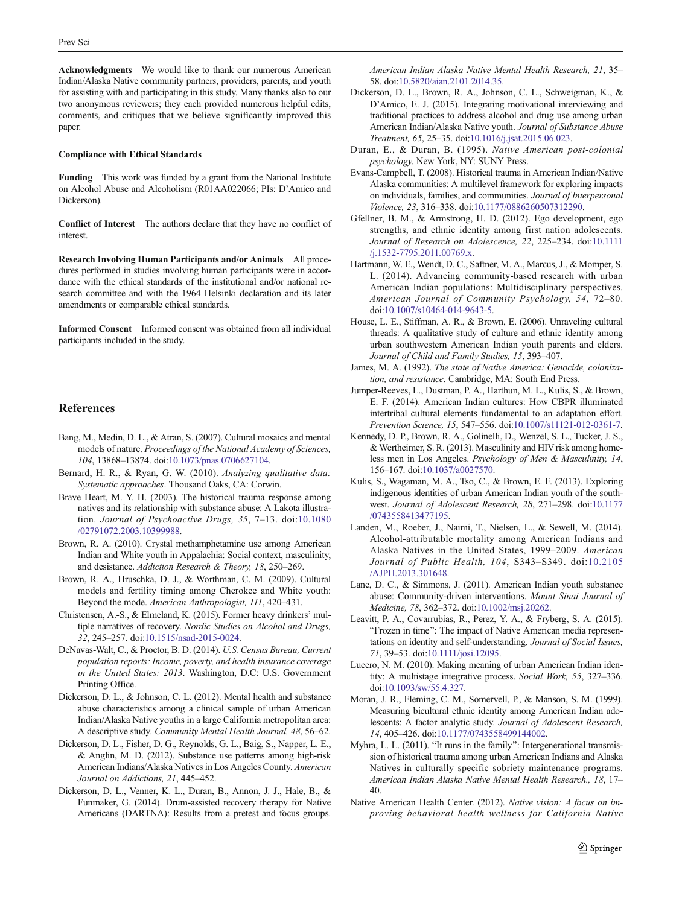**Acknowledgments** We would like to thank our numerous American Indian/Alaska Native community partners, providers, parents, and youth for assisting with and participating in this study. Many thanks also to our two anonymous reviewers; they each provided numerous helpful edits, comments, and critiques that we believe significantly improved this paper.

**Compliance with Ethical Standards**

**Funding** This work was funded by a grant from the National Institute on Alcohol Abuse and Alcoholism (R01AA022066; PIs: D'Amico and Dickerson).

**Conflict of Interest** The authors declare that they have no conflict of interest.

**Research Involving Human Participants and/or Animals** All procedures performed in studies involving human participants were in accordance with the ethical standards of the institutional and/or national research committee and with the 1964 Helsinki declaration and its later amendments or comparable ethical standards.

**Informed Consent** Informed consent was obtained from all individual participants included in the study.

## References

Bang, M., Medin, D. L., & Atran, S. (2007). Cultural mosaics and mental models of nature. *Proceedings of the National Academy of Sciences, 104*, 13868–13874. doi:10.1073/pnas.0706627104.

Bernard, H. R., & Ryan, G. W. (2010). *Analyzing qualitative data: Systematic approaches*. Thousand Oaks, CA: Corwin.

Brave Heart, M. Y. H. (2003). The historical trauma response among natives and its relationship with substance abuse: A Lakota illustration. *Journal of Psychoactive Drugs, 35*, 7–13. doi:10.1080/02791072.2003.10399988.

Brown, R. A. (2010). Crystal methamphetamine use among American Indian and White youth in Appalachia: Social context, masculinity, and desistance. *Addiction Research & Theory, 18*, 250–269.

Brown, R. A., Hruschka, D. J., & Worthman, C. M. (2009). Cultural models and fertility timing among Cherokee and White youth: Beyond the mode. *American Anthropologist, 111*, 420–431.

Christensen, A.-S., & Elmeland, K. (2015). Former heavy drinkers' multiple narratives of recovery. *Nordic Studies on Alcohol and Drugs, 32*, 245–257. doi:10.1515/nsad-2015-0024.

DeNavas-Walt, C., & Proctor, B. D. (2014). *U.S. Census Bureau, Current population reports: Income, poverty, and health insurance coverage in the United States: 2013*. Washington, D.C: U.S. Government Printing Office.

Dickerson, D. L., & Johnson, C. L. (2012). Mental health and substance abuse characteristics among a clinical sample of urban American Indian/Alaska Native youths in a large California metropolitan area: A descriptive study. *Community Mental Health Journal, 48*, 56–62.

Dickerson, D. L., Fisher, D. G., Reynolds, G. L., Baig, S., Napper, L. E., & Anglin, M. D. (2012). Substance use patterns among high-risk American Indians/Alaska Natives in Los Angeles County. *American Journal on Addictions, 21*, 445–452.

Dickerson, D. L., Venner, K. L., Duran, B., Annon, J. J., Hale, B., & Funmaker, G. (2014). Drum-assisted recovery therapy for Native Americans (DARTNA): Results from a pretest and focus groups. *American Indian Alaska Native Mental Health Research, 21*, 35–58. doi:10.5820/aian.2101.2014.35.

Dickerson, D. L., Brown, R. A., Johnson, C. L., Schweigman, K., & D'Amico, E. J. (2015). Integrating motivational interviewing and traditional practices to address alcohol and drug use among urban American Indian/Alaska Native youth. *Journal of Substance Abuse Treatment, 65*, 25–35. doi:10.1016/j.jsat.2015.06.023.

Duran, E., & Duran, B. (1995). *Native American post-colonial psychology*. New York, NY: SUNY Press.

Evans-Campbell, T. (2008). Historical trauma in American Indian/Native Alaska communities: A multilevel framework for exploring impacts on individuals, families, and communities. *Journal of Interpersonal Violence, 23*, 316–338. doi:10.1177/0886260507312290.

Gfellner, B. M., & Armstrong, H. D. (2012). Ego development, ego strengths, and ethnic identity among first nation adolescents. *Journal of Research on Adolescence, 22*, 225–234. doi:10.1111/j.1532-7795.2011.00769.x.

Hartmann, W. E., Wendt, D. C., Saftner, M. A., Marcus, J., & Momper, S. L. (2014). Advancing community-based research with urban American Indian populations: Multidisciplinary perspectives. *American Journal of Community Psychology, 54*, 72–80. doi:10.1007/s10464-014-9643-5.

House, L. E., Stiffman, A. R., & Brown, E. (2006). Unraveling cultural threads: A qualitative study of culture and ethnic identity among urban southwestern American Indian youth parents and elders. *Journal of Child and Family Studies, 15*, 393–407.

James, M. A. (1992). *The state of Native America: Genocide, colonization, and resistance*. Cambridge, MA: South End Press.

Jumper-Reeves, L., Dustman, P. A., Harthun, M. L., Kulis, S., & Brown, E. F. (2014). American Indian cultures: How CBPR illuminated intertribal cultural elements fundamental to an adaptation effort. *Prevention Science, 15*, 547–556. doi:10.1007/s11121-012-0361-7.

Kennedy, D. P., Brown, R. A., Golinelli, D., Wenzel, S. L., Tucker, J. S., & Wertheimer, S. R. (2013). Masculinity and HIV risk among homeless men in Los Angeles. *Psychology of Men & Masculinity, 14*, 156–167. doi:10.1037/a0027570.

Kulis, S., Wagaman, M. A., Tso, C., & Brown, E. F. (2013). Exploring indigenous identities of urban American Indian youth of the southwest. *Journal of Adolescent Research, 28*, 271–298. doi:10.1177/0743558413477195.

Landen, M., Roeber, J., Naimi, T., Nielsen, L., & Sewell, M. (2014). Alcohol-attributable mortality among American Indians and Alaska Natives in the United States, 1999–2009. *American Journal of Public Health, 104*, S343–S349. doi:10.2105/AJPH.2013.301648.

Lane, D. C., & Simmons, J. (2011). American Indian youth substance abuse: Community-driven interventions. *Mount Sinai Journal of Medicine, 78*, 362–372. doi:10.1002/msj.20262.

Leavitt, P. A., Covarrubias, R., Perez, Y. A., & Fryberg, S. A. (2015). "Frozen in time": The impact of Native American media representations on identity and self-understanding. *Journal of Social Issues, 71*, 39–53. doi:10.1111/josi.12095.

Lucero, N. M. (2010). Making meaning of urban American Indian identity: A multistage integrative process. *Social Work, 55*, 327–336. doi:10.1093/sw/55.4.327.

Moran, J. R., Fleming, C. M., Somervell, P., & Manson, S. M. (1999). Measuring bicultural ethnic identity among American Indian adolescents: A factor analytic study. *Journal of Adolescent Research, 14*, 405–426. doi:10.1177/0743558499144002.

Myhra, L. L. (2011). "It runs in the family": Intergenerational transmission of historical trauma among urban American Indians and Alaska Natives in culturally specific sobriety maintenance programs. *American Indian Alaska Native Mental Health Research., 18*, 17–40.

Native American Health Center. (2012). *Native vision: A focus on improving behavioral health wellness for California Native*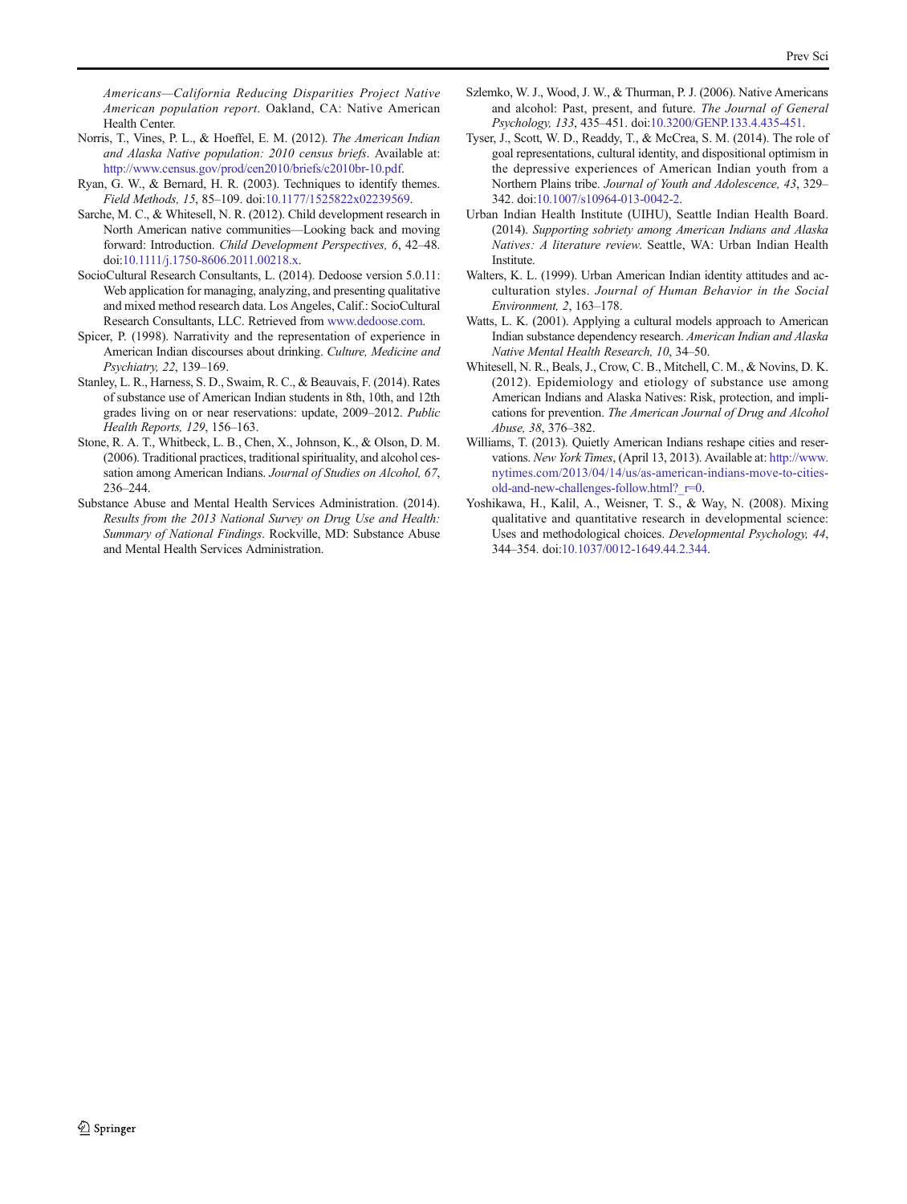*Americans—California Reducing Disparities Project Native American population report*. Oakland, CA: Native American Health Center.

Norris, T., Vines, P. L., & Hoeffel, E. M. (2012). *The American Indian and Alaska Native population: 2010 census briefs*. Available at: http://www.census.gov/prod/cen2010/briefs/c2010br-10.pdf.

Ryan, G. W., & Bernard, H. R. (2003). Techniques to identify themes. *Field Methods, 15*, 85–109. doi:10.1177/1525822x02239569.

Sarche, M. C., & Whitesell, N. R. (2012). Child development research in North American native communities—Looking back and moving forward: Introduction. *Child Development Perspectives, 6*, 42–48. doi:10.1111/j.1750-8606.2011.00218.x.

SocioCultural Research Consultants, L. (2014). Dedoose version 5.0.11: Web application for managing, analyzing, and presenting qualitative and mixed method research data. Los Angeles, Calif.: SocioCultural Research Consultants, LLC. Retrieved from www.dedoose.com.

Spicer, P. (1998). Narrativity and the representation of experience in American Indian discourses about drinking. *Culture, Medicine and Psychiatry, 22*, 139–169.

Stanley, L. R., Harness, S. D., Swaim, R. C., & Beauvais, F. (2014). Rates of substance use of American Indian students in 8th, 10th, and 12th grades living on or near reservations: update, 2009–2012. *Public Health Reports, 129*, 156–163.

Stone, R. A. T., Whitbeck, L. B., Chen, X., Johnson, K., & Olson, D. M. (2006). Traditional practices, traditional spirituality, and alcohol cessation among American Indians. *Journal of Studies on Alcohol, 67*, 236–244.

Substance Abuse and Mental Health Services Administration. (2014). *Results from the 2013 National Survey on Drug Use and Health: Summary of National Findings*. Rockville, MD: Substance Abuse and Mental Health Services Administration.

Szlemko, W. J., Wood, J. W., & Thurman, P. J. (2006). Native Americans and alcohol: Past, present, and future. *The Journal of General Psychology, 133*, 435–451. doi:10.3200/GENP.133.4.435-451.

Tyser, J., Scott, W. D., Readdy, T., & McCrea, S. M. (2014). The role of goal representations, cultural identity, and dispositional optimism in the depressive experiences of American Indian youth from a Northern Plains tribe. *Journal of Youth and Adolescence, 43*, 329–342. doi:10.1007/s10964-013-0042-2.

Urban Indian Health Institute (UIHU), Seattle Indian Health Board. (2014). *Supporting sobriety among American Indians and Alaska Natives: A literature review*. Seattle, WA: Urban Indian Health Institute.

Walters, K. L. (1999). Urban American Indian identity attitudes and acculturation styles. *Journal of Human Behavior in the Social Environment, 2*, 163–178.

Watts, L. K. (2001). Applying a cultural models approach to American Indian substance dependency research. *American Indian and Alaska Native Mental Health Research, 10*, 34–50.

Whitesell, N. R., Beals, J., Crow, C. B., Mitchell, C. M., & Novins, D. K. (2012). Epidemiology and etiology of substance use among American Indians and Alaska Natives: Risk, protection, and implications for prevention. *The American Journal of Drug and Alcohol Abuse, 38*, 376–382.

Williams, T. (2013). Quietly American Indians reshape cities and reservations. *New York Times*, (April 13, 2013). Available at: http://www.nytimes.com/2013/04/14/us/as-american-indians-move-to-cities-old-and-new-challenges-follow.html?_r=0.

Yoshikawa, H., Kalil, A., Weisner, T. S., & Way, N. (2008). Mixing qualitative and quantitative research in developmental science: Uses and methodological choices. *Developmental Psychology, 44*, 344–354. doi:10.1037/0012-1649.44.2.344.